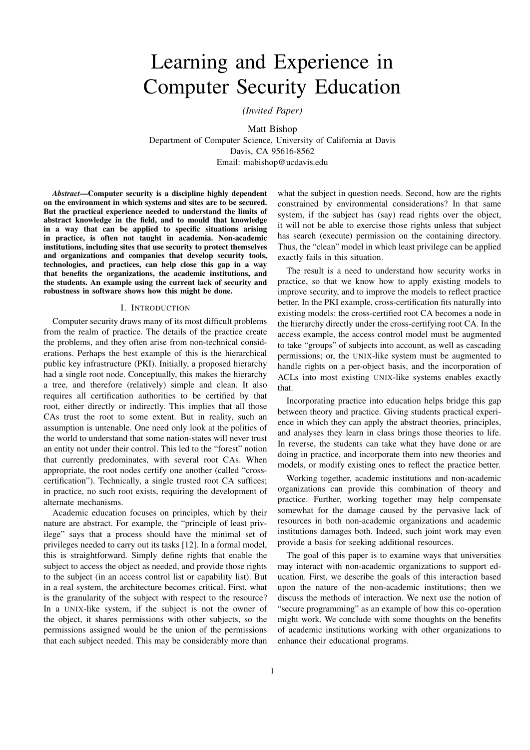# Learning and Experience in Computer Security Education

*(Invited Paper)*

Matt Bishop
Department of Computer Science, University of California at Davis
Davis, CA 95616-8562
Email: mabishop@ucdavis.edu

***Abstract*—Computer security is a discipline highly dependent on the environment in which systems and sites are to be secured. But the practical experience needed to understand the limits of abstract knowledge in the field, and to mould that knowledge in a way that can be applied to specific situations arising in practice, is often not taught in academia. Non-academic institutions, including sites that use security to protect themselves and organizations and companies that develop security tools, technologies, and practices, can help close this gap in a way that benefits the organizations, the academic institutions, and the students. An example using the current lack of security and robustness in software shows how this might be done.**

## I. Introduction

Computer security draws many of its most difficult problems from the realm of practice. The details of the practice create the problems, and they often arise from non-technical considerations. Perhaps the best example of this is the hierarchical public key infrastructure (PKI). Initially, a proposed hierarchy had a single root node. Conceptually, this makes the hierarchy a tree, and therefore (relatively) simple and clean. It also requires all certification authorities to be certified by that root, either directly or indirectly. This implies that all those CAs trust the root to some extent. But in reality, such an assumption is untenable. One need only look at the politics of the world to understand that some nation-states will never trust an entity not under their control. This led to the "forest" notion that currently predominates, with several root CAs. When appropriate, the root nodes certify one another (called "cross-certification"). Technically, a single trusted root CA suffices; in practice, no such root exists, requiring the development of alternate mechanisms.

Academic education focuses on principles, which by their nature are abstract. For example, the "principle of least privilege" says that a process should have the minimal set of privileges needed to carry out its tasks [12]. In a formal model, this is straightforward. Simply define rights that enable the subject to access the object as needed, and provide those rights to the subject (in an access control list or capability list). But in a real system, the architecture becomes critical. First, what is the granularity of the subject with respect to the resource? In a UNIX-like system, if the subject is not the owner of the object, it shares permissions with other subjects, so the permissions assigned would be the union of the permissions that each subject needed. This may be considerably more than what the subject in question needs. Second, how are the rights constrained by environmental considerations? In that same system, if the subject has (say) read rights over the object, it will not be able to exercise those rights unless that subject has search (execute) permission on the containing directory. Thus, the "clean" model in which least privilege can be applied exactly fails in this situation.

The result is a need to understand how security works in practice, so that we know how to apply existing models to improve security, and to improve the models to reflect practice better. In the PKI example, cross-certification fits naturally into existing models: the cross-certified root CA becomes a node in the hierarchy directly under the cross-certifying root CA. In the access example, the access control model must be augmented to take "groups" of subjects into account, as well as cascading permissions; or, the UNIX-like system must be augmented to handle rights on a per-object basis, and the incorporation of ACLs into most existing UNIX-like systems enables exactly that.

Incorporating practice into education helps bridge this gap between theory and practice. Giving students practical experience in which they can apply the abstract theories, principles, and analyses they learn in class brings those theories to life. In reverse, the students can take what they have done or are doing in practice, and incorporate them into new theories and models, or modify existing ones to reflect the practice better.

Working together, academic institutions and non-academic organizations can provide this combination of theory and practice. Further, working together may help compensate somewhat for the damage caused by the pervasive lack of resources in both non-academic organizations and academic institutions damages both. Indeed, such joint work may even provide a basis for seeking additional resources.

The goal of this paper is to examine ways that universities may interact with non-academic organizations to support education. First, we describe the goals of this interaction based upon the nature of the non-academic institutions; then we discuss the methods of interaction. We next use the notion of "secure programming" as an example of how this co-operation might work. We conclude with some thoughts on the benefits of academic institutions working with other organizations to enhance their educational programs.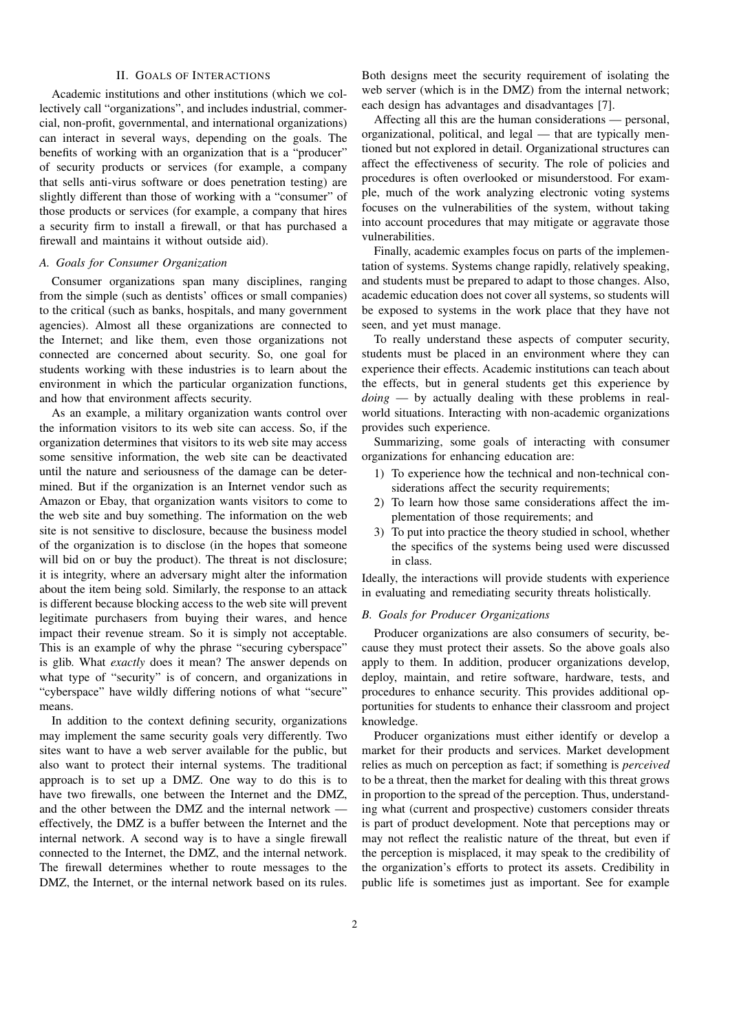## II. Goals of Interactions

Academic institutions and other institutions (which we collectively call "organizations", and includes industrial, commercial, non-profit, governmental, and international organizations) can interact in several ways, depending on the goals. The benefits of working with an organization that is a "producer" of security products or services (for example, a company that sells anti-virus software or does penetration testing) are slightly different than those of working with a "consumer" of those products or services (for example, a company that hires a security firm to install a firewall, or that has purchased a firewall and maintains it without outside aid).

### A. Goals for Consumer Organization

Consumer organizations span many disciplines, ranging from the simple (such as dentists' offices or small companies) to the critical (such as banks, hospitals, and many government agencies). Almost all these organizations are connected to the Internet; and like them, even those organizations not connected are concerned about security. So, one goal for students working with these industries is to learn about the environment in which the particular organization functions, and how that environment affects security.

As an example, a military organization wants control over the information visitors to its web site can access. So, if the organization determines that visitors to its web site may access some sensitive information, the web site can be deactivated until the nature and seriousness of the damage can be determined. But if the organization is an Internet vendor such as Amazon or Ebay, that organization wants visitors to come to the web site and buy something. The information on the web site is not sensitive to disclosure, because the business model of the organization is to disclose (in the hopes that someone will bid on or buy the product). The threat is not disclosure; it is integrity, where an adversary might alter the information about the item being sold. Similarly, the response to an attack is different because blocking access to the web site will prevent legitimate purchasers from buying their wares, and hence impact their revenue stream. So it is simply not acceptable. This is an example of why the phrase "securing cyberspace" is glib. What *exactly* does it mean? The answer depends on what type of "security" is of concern, and organizations in "cyberspace" have wildly differing notions of what "secure" means.

In addition to the context defining security, organizations may implement the same security goals very differently. Two sites want to have a web server available for the public, but also want to protect their internal systems. The traditional approach is to set up a DMZ. One way to do this is to have two firewalls, one between the Internet and the DMZ, and the other between the DMZ and the internal network — effectively, the DMZ is a buffer between the Internet and the internal network. A second way is to have a single firewall connected to the Internet, the DMZ, and the internal network. The firewall determines whether to route messages to the DMZ, the Internet, or the internal network based on its rules. Both designs meet the security requirement of isolating the web server (which is in the DMZ) from the internal network; each design has advantages and disadvantages [7].

Affecting all this are the human considerations — personal, organizational, political, and legal — that are typically mentioned but not explored in detail. Organizational structures can affect the effectiveness of security. The role of policies and procedures is often overlooked or misunderstood. For example, much of the work analyzing electronic voting systems focuses on the vulnerabilities of the system, without taking into account procedures that may mitigate or aggravate those vulnerabilities.

Finally, academic examples focus on parts of the implementation of systems. Systems change rapidly, relatively speaking, and students must be prepared to adapt to those changes. Also, academic education does not cover all systems, so students will be exposed to systems in the work place that they have not seen, and yet must manage.

To really understand these aspects of computer security, students must be placed in an environment where they can experience their effects. Academic institutions can teach about the effects, but in general students get this experience by *doing* — by actually dealing with these problems in real-world situations. Interacting with non-academic organizations provides such experience.

Summarizing, some goals of interacting with consumer organizations for enhancing education are:

1) To experience how the technical and non-technical considerations affect the security requirements;
2) To learn how those same considerations affect the implementation of those requirements; and
3) To put into practice the theory studied in school, whether the specifics of the systems being used were discussed in class.

Ideally, the interactions will provide students with experience in evaluating and remediating security threats holistically.

### B. Goals for Producer Organizations

Producer organizations are also consumers of security, because they must protect their assets. So the above goals also apply to them. In addition, producer organizations develop, deploy, maintain, and retire software, hardware, tests, and procedures to enhance security. This provides additional opportunities for students to enhance their classroom and project knowledge.

Producer organizations must either identify or develop a market for their products and services. Market development relies as much on perception as fact; if something is *perceived* to be a threat, then the market for dealing with this threat grows in proportion to the spread of the perception. Thus, understanding what (current and prospective) customers consider threats is part of product development. Note that perceptions may or may not reflect the realistic nature of the threat, but even if the perception is misplaced, it may speak to the credibility of the organization's efforts to protect its assets. Credibility in public life is sometimes just as important. See for example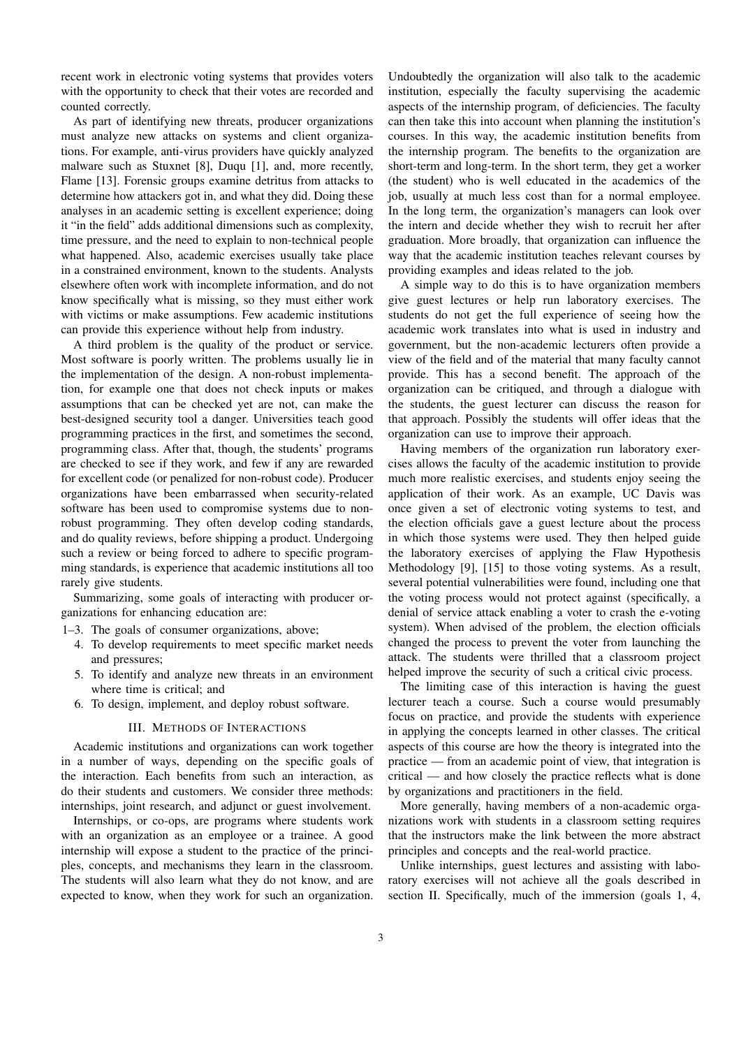recent work in electronic voting systems that provides voters with the opportunity to check that their votes are recorded and counted correctly.

As part of identifying new threats, producer organizations must analyze new attacks on systems and client organizations. For example, anti-virus providers have quickly analyzed malware such as Stuxnet [8], Duqu [1], and, more recently, Flame [13]. Forensic groups examine detritus from attacks to determine how attackers got in, and what they did. Doing these analyses in an academic setting is excellent experience; doing it "in the field" adds additional dimensions such as complexity, time pressure, and the need to explain to non-technical people what happened. Also, academic exercises usually take place in a constrained environment, known to the students. Analysts elsewhere often work with incomplete information, and do not know specifically what is missing, so they must either work with victims or make assumptions. Few academic institutions can provide this experience without help from industry.

A third problem is the quality of the product or service. Most software is poorly written. The problems usually lie in the implementation of the design. A non-robust implementation, for example one that does not check inputs or makes assumptions that can be checked yet are not, can make the best-designed security tool a danger. Universities teach good programming practices in the first, and sometimes the second, programming class. After that, though, the students' programs are checked to see if they work, and few if any are rewarded for excellent code (or penalized for non-robust code). Producer organizations have been embarrassed when security-related software has been used to compromise systems due to non-robust programming. They often develop coding standards, and do quality reviews, before shipping a product. Undergoing such a review or being forced to adhere to specific programming standards, is experience that academic institutions all too rarely give students.

Summarizing, some goals of interacting with producer organizations for enhancing education are:

1–3. The goals of consumer organizations, above;

4. To develop requirements to meet specific market needs and pressures;
5. To identify and analyze new threats in an environment where time is critical; and
6. To design, implement, and deploy robust software.

## III. Methods of Interactions

Academic institutions and organizations can work together in a number of ways, depending on the specific goals of the interaction. Each benefits from such an interaction, as do their students and customers. We consider three methods: internships, joint research, and adjunct or guest involvement.

Internships, or co-ops, are programs where students work with an organization as an employee or a trainee. A good internship will expose a student to the practice of the principles, concepts, and mechanisms they learn in the classroom. The students will also learn what they do not know, and are expected to know, when they work for such an organization. Undoubtedly the organization will also talk to the academic institution, especially the faculty supervising the academic aspects of the internship program, of deficiencies. The faculty can then take this into account when planning the institution's courses. In this way, the academic institution benefits from the internship program. The benefits to the organization are short-term and long-term. In the short term, they get a worker (the student) who is well educated in the academics of the job, usually at much less cost than for a normal employee. In the long term, the organization's managers can look over the intern and decide whether they wish to recruit her after graduation. More broadly, that organization can influence the way that the academic institution teaches relevant courses by providing examples and ideas related to the job.

A simple way to do this is to have organization members give guest lectures or help run laboratory exercises. The students do not get the full experience of seeing how the academic work translates into what is used in industry and government, but the non-academic lecturers often provide a view of the field and of the material that many faculty cannot provide. This has a second benefit. The approach of the organization can be critiqued, and through a dialogue with the students, the guest lecturer can discuss the reason for that approach. Possibly the students will offer ideas that the organization can use to improve their approach.

Having members of the organization run laboratory exercises allows the faculty of the academic institution to provide much more realistic exercises, and students enjoy seeing the application of their work. As an example, UC Davis was once given a set of electronic voting systems to test, and the election officials gave a guest lecture about the process in which those systems were used. They then helped guide the laboratory exercises of applying the Flaw Hypothesis Methodology [9], [15] to those voting systems. As a result, several potential vulnerabilities were found, including one that the voting process would not protect against (specifically, a denial of service attack enabling a voter to crash the e-voting system). When advised of the problem, the election officials changed the process to prevent the voter from launching the attack. The students were thrilled that a classroom project helped improve the security of such a critical civic process.

The limiting case of this interaction is having the guest lecturer teach a course. Such a course would presumably focus on practice, and provide the students with experience in applying the concepts learned in other classes. The critical aspects of this course are how the theory is integrated into the practice — from an academic point of view, that integration is critical — and how closely the practice reflects what is done by organizations and practitioners in the field.

More generally, having members of a non-academic organizations work with students in a classroom setting requires that the instructors make the link between the more abstract principles and concepts and the real-world practice.

Unlike internships, guest lectures and assisting with laboratory exercises will not achieve all the goals described in section II. Specifically, much of the immersion (goals 1, 4,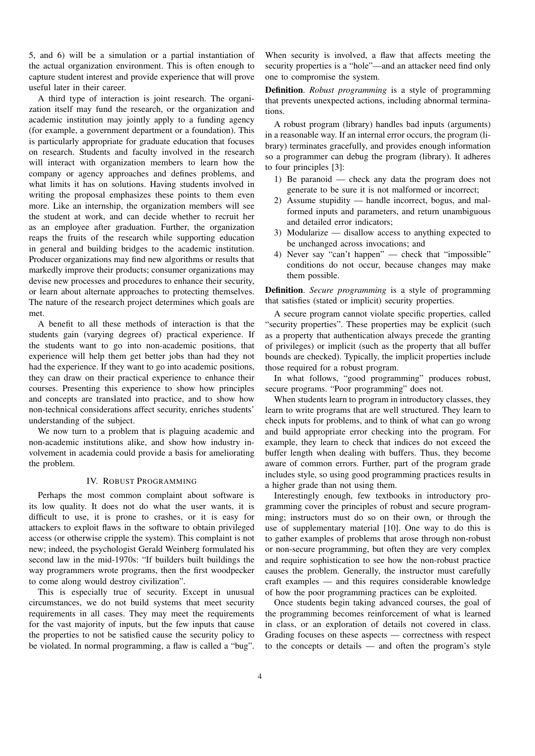5, and 6) will be a simulation or a partial instantiation of the actual organization environment. This is often enough to capture student interest and provide experience that will prove useful later in their career.

A third type of interaction is joint research. The organization itself may fund the research, or the organization and academic institution may jointly apply to a funding agency (for example, a government department or a foundation). This is particularly appropriate for graduate education that focuses on research. Students and faculty involved in the research will interact with organization members to learn how the company or agency approaches and defines problems, and what limits it has on solutions. Having students involved in writing the proposal emphasizes these points to them even more. Like an internship, the organization members will see the student at work, and can decide whether to recruit her as an employee after graduation. Further, the organization reaps the fruits of the research while supporting education in general and building bridges to the academic institution. Producer organizations may find new algorithms or results that markedly improve their products; consumer organizations may devise new processes and procedures to enhance their security, or learn about alternate approaches to protecting themselves. The nature of the research project determines which goals are met.

A benefit to all these methods of interaction is that the students gain (varying degrees of) practical experience. If the students want to go into non-academic positions, that experience will help them get better jobs than had they not had the experience. If they want to go into academic positions, they can draw on their practical experience to enhance their courses. Presenting this experience to show how principles and concepts are translated into practice, and to show how non-technical considerations affect security, enriches students' understanding of the subject.

We now turn to a problem that is plaguing academic and non-academic institutions alike, and show how industry involvement in academia could provide a basis for ameliorating the problem.

## IV. Robust Programming

Perhaps the most common complaint about software is its low quality. It does not do what the user wants, it is difficult to use, it is prone to crashes, or it is easy for attackers to exploit flaws in the software to obtain privileged access (or otherwise cripple the system). This complaint is not new; indeed, the psychologist Gerald Weinberg formulated his second law in the mid-1970s: "If builders built buildings the way programmers wrote programs, then the first woodpecker to come along would destroy civilization".

This is especially true of security. Except in unusual circumstances, we do not build systems that meet security requirements in all cases. They may meet the requirements for the vast majority of inputs, but the few inputs that cause the properties to not be satisfied cause the security policy to be violated. In normal programming, a flaw is called a "bug". When security is involved, a flaw that affects meeting the security properties is a "hole"—and an attacker need find only one to compromise the system.

**Definition**. *Robust programming* is a style of programming that prevents unexpected actions, including abnormal terminations.

A robust program (library) handles bad inputs (arguments) in a reasonable way. If an internal error occurs, the program (library) terminates gracefully, and provides enough information so a programmer can debug the program (library). It adheres to four principles [3]:

1) Be paranoid — check any data the program does not generate to be sure it is not malformed or incorrect;
2) Assume stupidity — handle incorrect, bogus, and malformed inputs and parameters, and return unambiguous and detailed error indicators;
3) Modularize — disallow access to anything expected to be unchanged across invocations; and
4) Never say "can't happen" — check that "impossible" conditions do not occur, because changes may make them possible.

**Definition**. *Secure programming* is a style of programming that satisfies (stated or implicit) security properties.

A secure program cannot violate specific properties, called "security properties". These properties may be explicit (such as a property that authentication always precede the granting of privileges) or implicit (such as the property that all buffer bounds are checked). Typically, the implicit properties include those required for a robust program.

In what follows, "good programming" produces robust, secure programs. "Poor programming" does not.

When students learn to program in introductory classes, they learn to write programs that are well structured. They learn to check inputs for problems, and to think of what can go wrong and build appropriate error checking into the program. For example, they learn to check that indices do not exceed the buffer length when dealing with buffers. Thus, they become aware of common errors. Further, part of the program grade includes style, so using good programming practices results in a higher grade than not using them.

Interestingly enough, few textbooks in introductory programming cover the principles of robust and secure programming; instructors must do so on their own, or through the use of supplementary material [10]. One way to do this is to gather examples of problems that arose through non-robust or non-secure programming, but often they are very complex and require sophistication to see how the non-robust practice causes the problem. Generally, the instructor must carefully craft examples — and this requires considerable knowledge of how the poor programming practices can be exploited.

Once students begin taking advanced courses, the goal of the programming becomes reinforcement of what is learned in class, or an exploration of details not covered in class. Grading focuses on these aspects — correctness with respect to the concepts or details — and often the program's style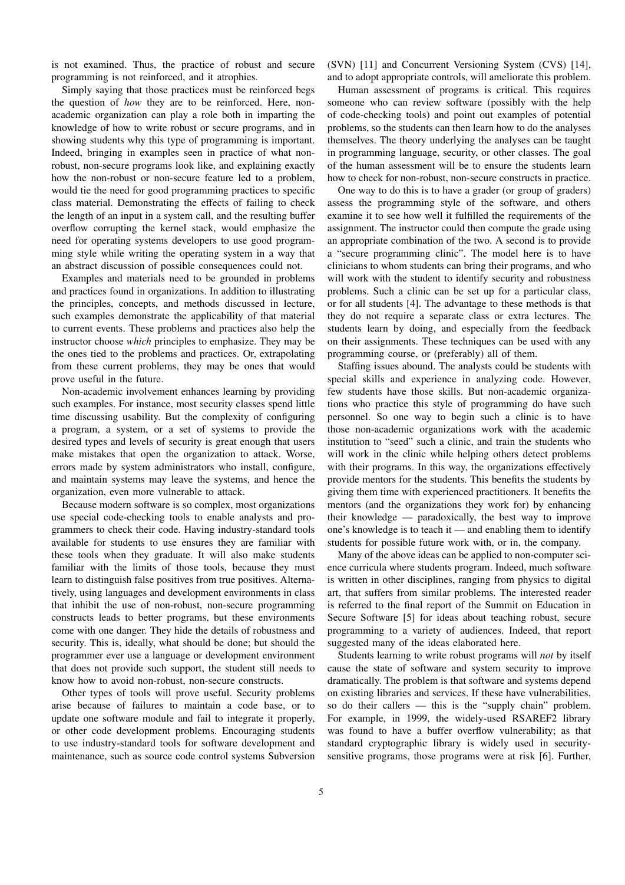is not examined. Thus, the practice of robust and secure programming is not reinforced, and it atrophies.

Simply saying that those practices must be reinforced begs the question of *how* they are to be reinforced. Here, non-academic organization can play a role both in imparting the knowledge of how to write robust or secure programs, and in showing students why this type of programming is important. Indeed, bringing in examples seen in practice of what non-robust, non-secure programs look like, and explaining exactly how the non-robust or non-secure feature led to a problem, would tie the need for good programming practices to specific class material. Demonstrating the effects of failing to check the length of an input in a system call, and the resulting buffer overflow corrupting the kernel stack, would emphasize the need for operating systems developers to use good programming style while writing the operating system in a way that an abstract discussion of possible consequences could not.

Examples and materials need to be grounded in problems and practices found in organizations. In addition to illustrating the principles, concepts, and methods discussed in lecture, such examples demonstrate the applicability of that material to current events. These problems and practices also help the instructor choose *which* principles to emphasize. They may be the ones tied to the problems and practices. Or, extrapolating from these current problems, they may be ones that would prove useful in the future.

Non-academic involvement enhances learning by providing such examples. For instance, most security classes spend little time discussing usability. But the complexity of configuring a program, a system, or a set of systems to provide the desired types and levels of security is great enough that users make mistakes that open the organization to attack. Worse, errors made by system administrators who install, configure, and maintain systems may leave the systems, and hence the organization, even more vulnerable to attack.

Because modern software is so complex, most organizations use special code-checking tools to enable analysts and programmers to check their code. Having industry-standard tools available for students to use ensures they are familiar with these tools when they graduate. It will also make students familiar with the limits of those tools, because they must learn to distinguish false positives from true positives. Alternatively, using languages and development environments in class that inhibit the use of non-robust, non-secure programming constructs leads to better programs, but these environments come with one danger. They hide the details of robustness and security. This is, ideally, what should be done; but should the programmer ever use a language or development environment that does not provide such support, the student still needs to know how to avoid non-robust, non-secure constructs.

Other types of tools will prove useful. Security problems arise because of failures to maintain a code base, or to update one software module and fail to integrate it properly, or other code development problems. Encouraging students to use industry-standard tools for software development and maintenance, such as source code control systems Subversion (SVN) [11] and Concurrent Versioning System (CVS) [14], and to adopt appropriate controls, will ameliorate this problem.

Human assessment of programs is critical. This requires someone who can review software (possibly with the help of code-checking tools) and point out examples of potential problems, so the students can then learn how to do the analyses themselves. The theory underlying the analyses can be taught in programming language, security, or other classes. The goal of the human assessment will be to ensure the students learn how to check for non-robust, non-secure constructs in practice.

One way to do this is to have a grader (or group of graders) assess the programming style of the software, and others examine it to see how well it fulfilled the requirements of the assignment. The instructor could then compute the grade using an appropriate combination of the two. A second is to provide a "secure programming clinic". The model here is to have clinicians to whom students can bring their programs, and who will work with the student to identify security and robustness problems. Such a clinic can be set up for a particular class, or for all students [4]. The advantage to these methods is that they do not require a separate class or extra lectures. The students learn by doing, and especially from the feedback on their assignments. These techniques can be used with any programming course, or (preferably) all of them.

Staffing issues abound. The analysts could be students with special skills and experience in analyzing code. However, few students have those skills. But non-academic organizations who practice this style of programming do have such personnel. So one way to begin such a clinic is to have those non-academic organizations work with the academic institution to "seed" such a clinic, and train the students who will work in the clinic while helping others detect problems with their programs. In this way, the organizations effectively provide mentors for the students. This benefits the students by giving them time with experienced practitioners. It benefits the mentors (and the organizations they work for) by enhancing their knowledge — paradoxically, the best way to improve one's knowledge is to teach it — and enabling them to identify students for possible future work with, or in, the company.

Many of the above ideas can be applied to non-computer science curricula where students program. Indeed, much software is written in other disciplines, ranging from physics to digital art, that suffers from similar problems. The interested reader is referred to the final report of the Summit on Education in Secure Software [5] for ideas about teaching robust, secure programming to a variety of audiences. Indeed, that report suggested many of the ideas elaborated here.

Students learning to write robust programs will *not* by itself cause the state of software and system security to improve dramatically. The problem is that software and systems depend on existing libraries and services. If these have vulnerabilities, so do their callers — this is the "supply chain" problem. For example, in 1999, the widely-used RSAREF2 library was found to have a buffer overflow vulnerability; as that standard cryptographic library is widely used in security-sensitive programs, those programs were at risk [6]. Further,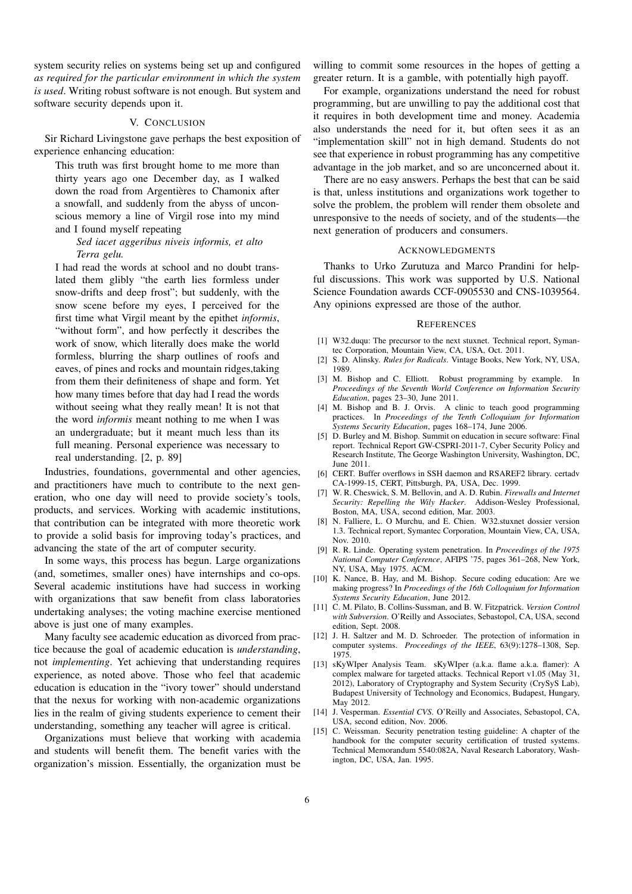system security relies on systems being set up and configured *as required for the particular environment in which the system is used*. Writing robust software is not enough. But system and software security depends upon it.

## V. Conclusion

Sir Richard Livingstone gave perhaps the best exposition of experience enhancing education:

> This truth was first brought home to me more than thirty years ago one December day, as I walked down the road from Argentières to Chamonix after a snowfall, and suddenly from the abyss of unconscious memory a line of Virgil rose into my mind and I found myself repeating
>
> > *Sed iacet aggeribus niveis informis, et alto*
> > *Terra gelu.*
>
> I had read the words at school and no doubt translated them glibly "the earth lies formless under snow-drifts and deep frost"; but suddenly, with the snow scene before my eyes, I perceived for the first time what Virgil meant by the epithet *informis*, "without form", and how perfectly it describes the work of snow, which literally does make the world formless, blurring the sharp outlines of roofs and eaves, of pines and rocks and mountain ridges,taking from them their definiteness of shape and form. Yet how many times before that day had I read the words without seeing what they really mean! It is not that the word *informis* meant nothing to me when I was an undergraduate; but it meant much less than its full meaning. Personal experience was necessary to real understanding. [2, p. 89]

Industries, foundations, governmental and other agencies, and practitioners have much to contribute to the next generation, who one day will need to provide society's tools, products, and services. Working with academic institutions, that contribution can be integrated with more theoretic work to provide a solid basis for improving today's practices, and advancing the state of the art of computer security.

In some ways, this process has begun. Large organizations (and, sometimes, smaller ones) have internships and co-ops. Several academic institutions have had success in working with organizations that saw benefit from class laboratories undertaking analyses; the voting machine exercise mentioned above is just one of many examples.

Many faculty see academic education as divorced from practice because the goal of academic education is *understanding*, not *implementing*. Yet achieving that understanding requires experience, as noted above. Those who feel that academic education is education in the "ivory tower" should understand that the nexus for working with non-academic organizations lies in the realm of giving students experience to cement their understanding, something any teacher will agree is critical.

Organizations must believe that working with academia and students will benefit them. The benefit varies with the organization's mission. Essentially, the organization must be willing to commit some resources in the hopes of getting a greater return. It is a gamble, with potentially high payoff.

For example, organizations understand the need for robust programming, but are unwilling to pay the additional cost that it requires in both development time and money. Academia also understands the need for it, but often sees it as an "implementation skill" not in high demand. Students do not see that experience in robust programming has any competitive advantage in the job market, and so are unconcerned about it.

There are no easy answers. Perhaps the best that can be said is that, unless institutions and organizations work together to solve the problem, the problem will render them obsolete and unresponsive to the needs of society, and of the students—the next generation of producers and consumers.

## Acknowledgments

Thanks to Urko Zurutuza and Marco Prandini for helpful discussions. This work was supported by U.S. National Science Foundation awards CCF-0905530 and CNS-1039564. Any opinions expressed are those of the author.

## References

[1] W32.duqu: The precursor to the next stuxnet. Technical report, Symantec Corporation, Mountain View, CA, USA, Oct. 2011.

[2] S. D. Alinsky. *Rules for Radicals*. Vintage Books, New York, NY, USA, 1989.

[3] M. Bishop and C. Elliott. Robust programming by example. In *Proceedings of the Seventh World Conference on Information Security Education*, pages 23–30, June 2011.

[4] M. Bishop and B. J. Orvis. A clinic to teach good programming practices. In *Proceedings of the Tenth Colloquium for Information Systems Security Education*, pages 168–174, June 2006.

[5] D. Burley and M. Bishop. Summit on education in secure software: Final report. Technical Report GW-CSPRI-2011-7, Cyber Security Policy and Research Institute, The George Washington University, Washington, DC, June 2011.

[6] CERT. Buffer overflows in SSH daemon and RSAREF2 library. certadv CA-1999-15, CERT, Pittsburgh, PA, USA, Dec. 1999.

[7] W. R. Cheswick, S. M. Bellovin, and A. D. Rubin. *Firewalls and Internet Security: Repelling the Wily Hacker*. Addison-Wesley Professional, Boston, MA, USA, second edition, Mar. 2003.

[8] N. Falliere, L. O Murchu, and E. Chien. W32.stuxnet dossier version 1.3. Technical report, Symantec Corporation, Mountain View, CA, USA, Nov. 2010.

[9] R. R. Linde. Operating system penetration. In *Proceedings of the 1975 National Computer Conference*, AFIPS '75, pages 361–268, New York, NY, USA, May 1975. ACM.

[10] K. Nance, B. Hay, and M. Bishop. Secure coding education: Are we making progress? In *Proceedings of the 16th Colloquium for Information Systems Security Education*, June 2012.

[11] C. M. Pilato, B. Collins-Sussman, and B. W. Fitzpatrick. *Version Control with Subversion*. O'Reilly and Associates, Sebastopol, CA, USA, second edition, Sept. 2008.

[12] J. H. Saltzer and M. D. Schroeder. The protection of information in computer systems. *Proceedings of the IEEE*, 63(9):1278–1308, Sep. 1975.

[13] sKyWIper Analysis Team. sKyWIper (a.k.a. flame a.k.a. flamer): A complex malware for targeted attacks. Technical Report v1.05 (May 31, 2012), Laboratory of Cryptography and System Security (CrySyS Lab), Budapest University of Technology and Economics, Budapest, Hungary, May 2012.

[14] J. Vesperman. *Essential CVS*. O'Reilly and Associates, Sebastopol, CA, USA, second edition, Nov. 2006.

[15] C. Weissman. Security penetration testing guideline: A chapter of the handbook for the computer security certification of trusted systems. Technical Memorandum 5540:082A, Naval Research Laboratory, Washington, DC, USA, Jan. 1995.